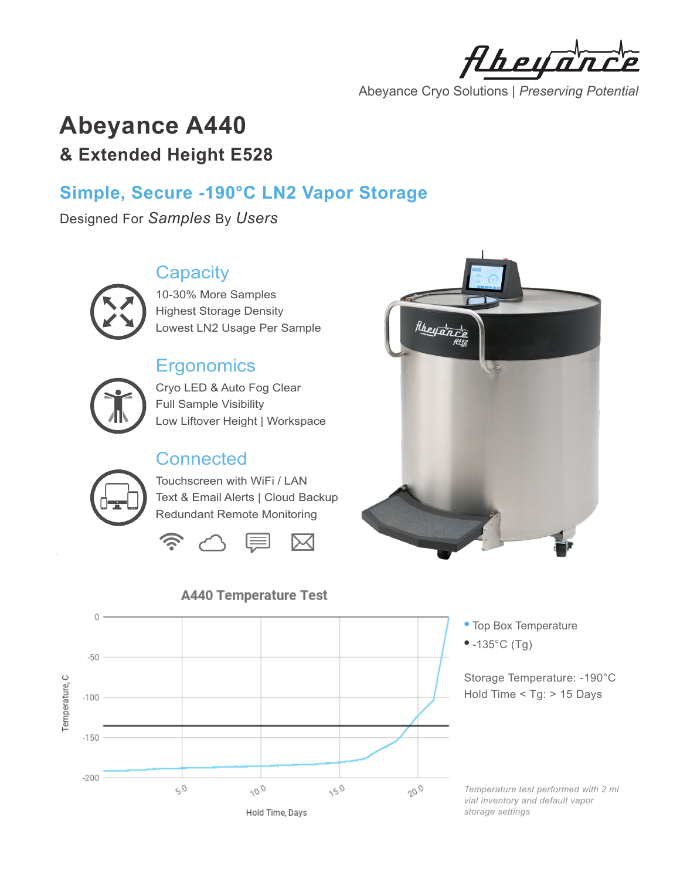Abeyance Cryo Solutions | *Preserving Potential*

# Abeyance A440

## & Extended Height E528

## Simple, Secure -190°C LN2 Vapor Storage

Designed For *Samples* By *Users*

### Capacity

10-30% More Samples
Highest Storage Density
Lowest LN2 Usage Per Sample

### Ergonomics

Cryo LED & Auto Fog Clear
Full Sample Visibility
Low Liftover Height | Workspace

### Connected

Touchscreen with WiFi / LAN
Text & Email Alerts | Cloud Backup
Redundant Remote Monitoring

**A440 Temperature Test**

- Top Box Temperature
- -135°C (Tg)

Storage Temperature: -190°C
Hold Time < Tg: > 15 Days

*Temperature test performed with 2 ml vial inventory and default vapor storage settings*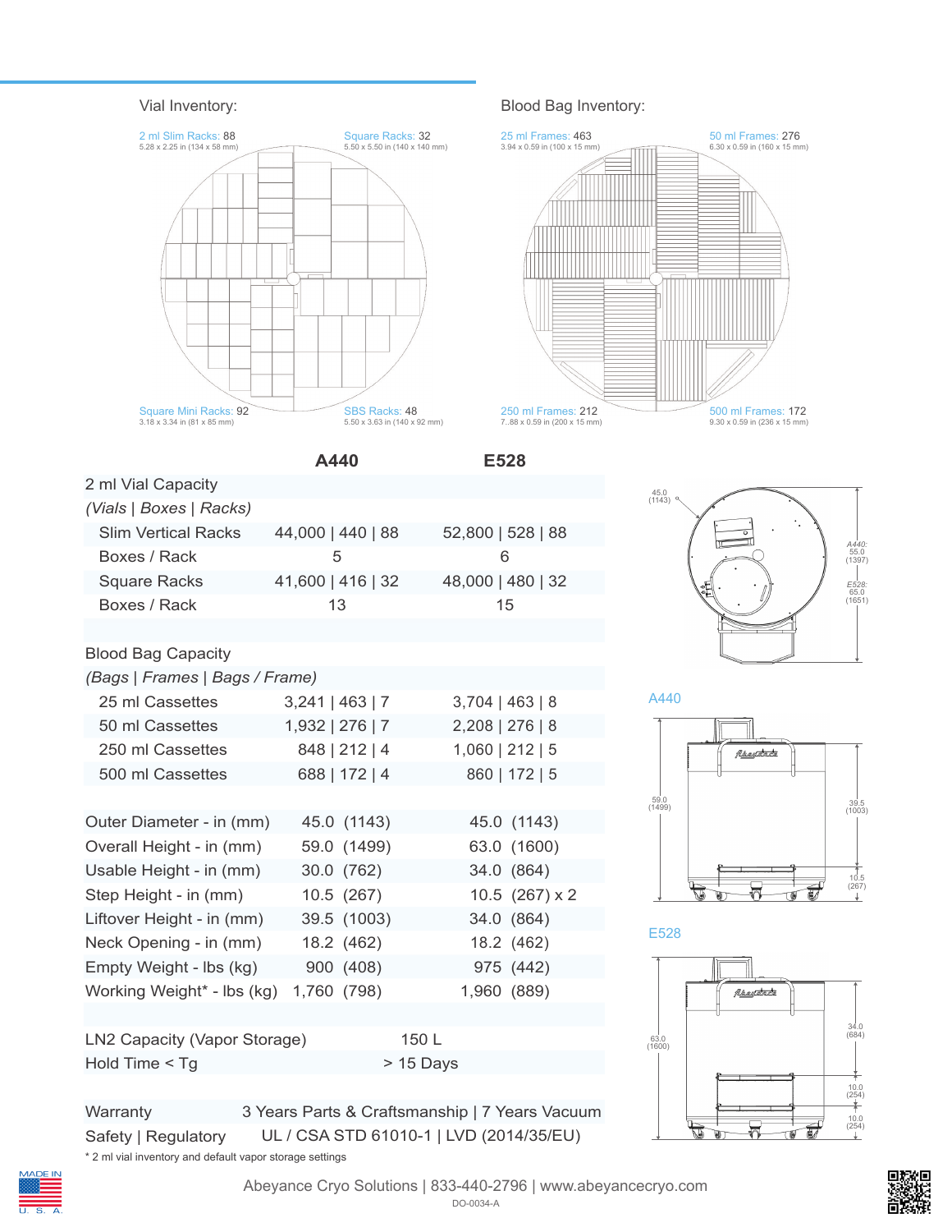Vial Inventory:

2 ml Slim Racks: 88
5.28 x 2.25 in (134 x 58 mm)

Square Racks: 32
5.50 x 5.50 in (140 x 140 mm)

Square Mini Racks: 92
3.18 x 3.34 in (81 x 85 mm)

SBS Racks: 48
5.50 x 3.63 in (140 x 92 mm)

Blood Bag Inventory:

25 ml Frames: 463
3.94 x 0.59 in (100 x 15 mm)

50 ml Frames: 276
6.30 x 0.59 in (160 x 15 mm)

250 ml Frames: 212
7..88 x 0.59 in (200 x 15 mm)

500 ml Frames: 172
9.30 x 0.59 in (236 x 15 mm)

| | A440 | E528 |
|---|---|---|
| 2 ml Vial Capacity | | |
| *(Vials \| Boxes \| Racks)* | | |
| Slim Vertical Racks | 44,000 \| 440 \| 88 | 52,800 \| 528 \| 88 |
| Boxes / Rack | 5 | 6 |
| Square Racks | 41,600 \| 416 \| 32 | 48,000 \| 480 \| 32 |
| Boxes / Rack | 13 | 15 |
| | | |
| Blood Bag Capacity | | |
| *(Bags \| Frames \| Bags / Frame)* | | |
| 25 ml Cassettes | 3,241 \| 463 \| 7 | 3,704 \| 463 \| 8 |
| 50 ml Cassettes | 1,932 \| 276 \| 7 | 2,208 \| 276 \| 8 |
| 250 ml Cassettes | 848 \| 212 \| 4 | 1,060 \| 212 \| 5 |
| 500 ml Cassettes | 688 \| 172 \| 4 | 860 \| 172 \| 5 |
| | | |
| Outer Diameter - in (mm) | 45.0 (1143) | 45.0 (1143) |
| Overall Height - in (mm) | 59.0 (1499) | 63.0 (1600) |
| Usable Height - in (mm) | 30.0 (762) | 34.0 (864) |
| Step Height - in (mm) | 10.5 (267) | 10.5 (267) x 2 |
| Liftover Height - in (mm) | 39.5 (1003) | 34.0 (864) |
| Neck Opening - in (mm) | 18.2 (462) | 18.2 (462) |
| Empty Weight - lbs (kg) | 900 (408) | 975 (442) |
| Working Weight* - lbs (kg) | 1,760 (798) | 1,960 (889) |
| | | |
| LN2 Capacity (Vapor Storage) | 150 L | |
| Hold Time < Tg | > 15 Days | |
| | | |
| Warranty | 3 Years Parts & Craftsmanship \| 7 Years Vacuum | |
| Safety \| Regulatory | UL / CSA STD 61010-1 \| LVD (2014/35/EU) | |

\* 2 ml vial inventory and default vapor storage settings

45.0
(1143)

A440:
55.0
(1397)

E528:
65.0
(1651)

A440

59.0
(1499)

39.5
(1003)

10.5
(267)

E528

63.0
(1600)

34.0
(684)

10.0
(254)

10.0
(254)

MADE IN U. S. A.

Abeyance Cryo Solutions | 833-440-2796 | www.abeyancecryo.com

DO-0034-A